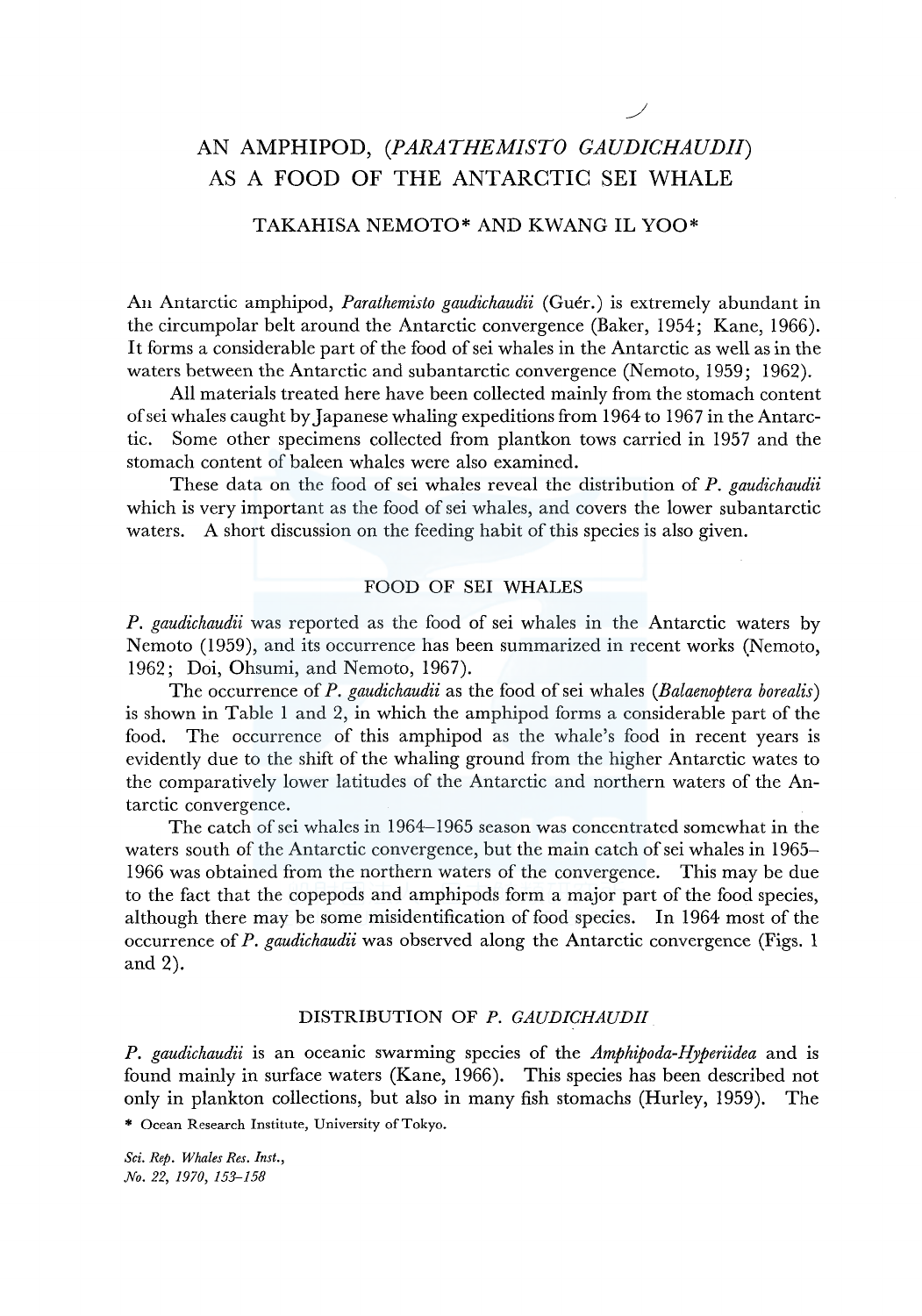# AN AMPHIPOD, (*PARATHEMISTO GAUDICHAUDII*) AS A FOOD OF THE ANTARCTIC SEI WHALE

TAKAHISA NEMOTO* AND KWANG IL YOO*

An Antarctic amphipod, *Parathemisto gaudichaudii* (Guér.) is extremely abundant in the circumpolar belt around the Antarctic convergence (Baker, 1954; Kane, 1966). It forms a considerable part of the food of sei whales in the Antarctic as well as in the waters between the Antarctic and subantarctic convergence (Nemoto, 1959; 1962).

All materials treated here have been collected mainly from the stomach content of sei whales caught by Japanese whaling expeditions from 1964 to 1967 in the Antarctic. Some other specimens collected from plantkon tows carried in 1957 and the stomach content of baleen whales were also examined.

These data on the food of sei whales reveal the distribution of *P. gaudichaudii* which is very important as the food of sei whales, and covers the lower subantarctic waters. A short discussion on the feeding habit of this species is also given.

## FOOD OF SEI WHALES

*P. gaudichaudii* was reported as the food of sei whales in the Antarctic waters by Nemoto (1959), and its occurrence has been summarized in recent works (Nemoto, 1962; Doi, Ohsumi, and Nemoto, 1967).

The occurrence of *P. gaudichaudii* as the food of sei whales (*Balaenoptera borealis*) is shown in Table 1 and 2, in which the amphipod forms a considerable part of the food. The occurrence of this amphipod as the whale's food in recent years is evidently due to the shift of the whaling ground from the higher Antarctic wates to the comparatively lower latitudes of the Antarctic and northern waters of the Antarctic convergence.

The catch of sei whales in 1964–1965 season was concentrated somewhat in the waters south of the Antarctic convergence, but the main catch of sei whales in 1965–1966 was obtained from the northern waters of the convergence. This may be due to the fact that the copepods and amphipods form a major part of the food species, although there may be some misidentification of food species. In 1964 most of the occurrence of *P. gaudichaudii* was observed along the Antarctic convergence (Figs. 1 and 2).

## DISTRIBUTION OF *P. GAUDICHAUDII*

*P. gaudichaudii* is an oceanic swarming species of the *Amphipoda-Hyperiidea* and is found mainly in surface waters (Kane, 1966). This species has been described not only in plankton collections, but also in many fish stomachs (Hurley, 1959). The

\* Ocean Research Institute, University of Tokyo.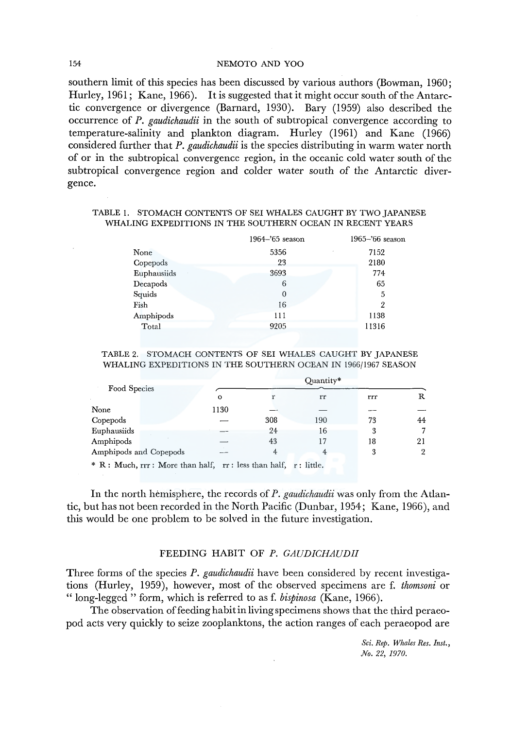southern limit of this species has been discussed by various authors (Bowman, 1960; Hurley, 1961; Kane, 1966). It is suggested that it might occur south of the Antarctic convergence or divergence (Barnard, 1930). Bary (1959) also described the occurrence of *P. gaudichaudii* in the south of subtropical convergence according to temperature-salinity and plankton diagram. Hurley (1961) and Kane (1966) considered further that *P. gaudichaudii* is the species distributing in warm water north of or in the subtropical convergence region, in the oceanic cold water south of the subtropical convergence region and colder water south of the Antarctic divergence.

TABLE 1. STOMACH CONTENTS OF SEI WHALES CAUGHT BY TWO JAPANESE WHALING EXPEDITIONS IN THE SOUTHERN OCEAN IN RECENT YEARS

| | 1964–'65 season | 1965–'66 season |
|---|---|---|
| None | 5356 | 7152 |
| Copepods | 23 | 2180 |
| Euphausiids | 3693 | 774 |
| Decapods | 6 | 65 |
| Squids | 0 | 5 |
| Fish | 16 | 2 |
| Amphipods | 111 | 1138 |
| Total | 9205 | 11316 |

TABLE 2. STOMACH CONTENTS OF SEI WHALES CAUGHT BY JAPANESE WHALING EXPEDITIONS IN THE SOUTHERN OCEAN IN 1966/1967 SEASON

| Food Species | Quantity* | | | | |
|---|---|---|---|---|---|
| | o | r | rr | rrr | R |
| None | 1130 | — | — | — | — |
| Copepods | — | 308 | 190 | 73 | 44 |
| Euphausiids | — | 24 | 16 | 3 | 7 |
| Amphipods | — | 43 | 17 | 18 | 21 |
| Amphipods and Copepods | — | 4 | 4 | 3 | 2 |

\* R : Much, rrr : More than half, rr : less than half, r : little.

In the north hemisphere, the records of *P. gaudichaudii* was only from the Atlantic, but has not been recorded in the North Pacific (Dunbar, 1954; Kane, 1966), and this would be one problem to be solved in the future investigation.

## FEEDING HABIT OF *P. GAUDICHAUDII*

Three forms of the species *P. gaudichaudii* have been considered by recent investigations (Hurley, 1959), however, most of the observed specimens are f. *thomsoni* or " long-legged " form, which is referred to as f. *bispinosa* (Kane, 1966).

The observation of feeding habit in living specimens shows that the third peraeopod acts very quickly to seize zooplanktons, the action ranges of each peraeopod are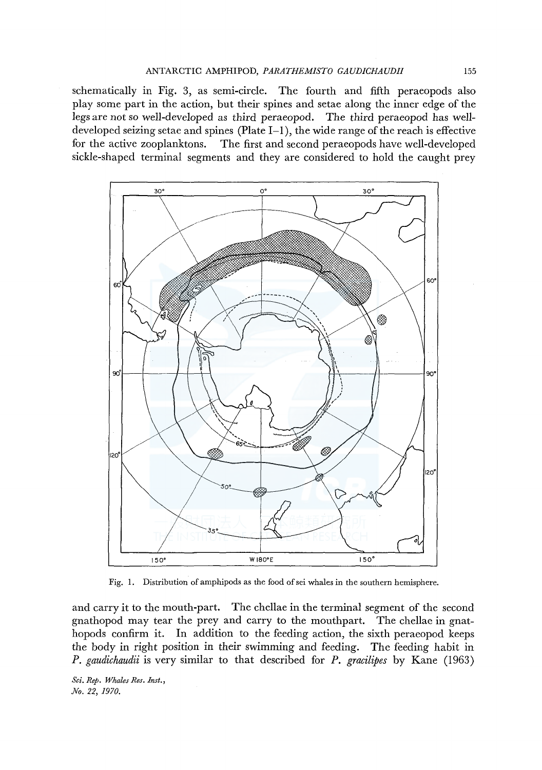schematically in Fig. 3, as semi-circle. The fourth and fifth peraeopods also play some part in the action, but their spines and setae along the inner edge of the legs are not so well-developed as third peraeopod. The third peraeopod has well-developed seizing setae and spines (Plate I–1), the wide range of the reach is effective for the active zooplanktons. The first and second peraeopods have well-developed sickle-shaped terminal segments and they are considered to hold the caught prey

30°
0°
30°
60°
60°
90°
90°
120°
120°
65°
50°
35°
150°
W 180°E
150°

Fig. 1. Distribution of amphipods as the food of sei whales in the southern hemisphere.

and carry it to the mouth-part. The chellae in the terminal segment of the second gnathopod may tear the prey and carry to the mouthpart. The chellae in gnathopods confirm it. In addition to the feeding action, the sixth peraeopod keeps the body in right position in their swimming and feeding. The feeding habit in *P. gaudichaudii* is very similar to that described for *P. gracilipes* by Kane (1963)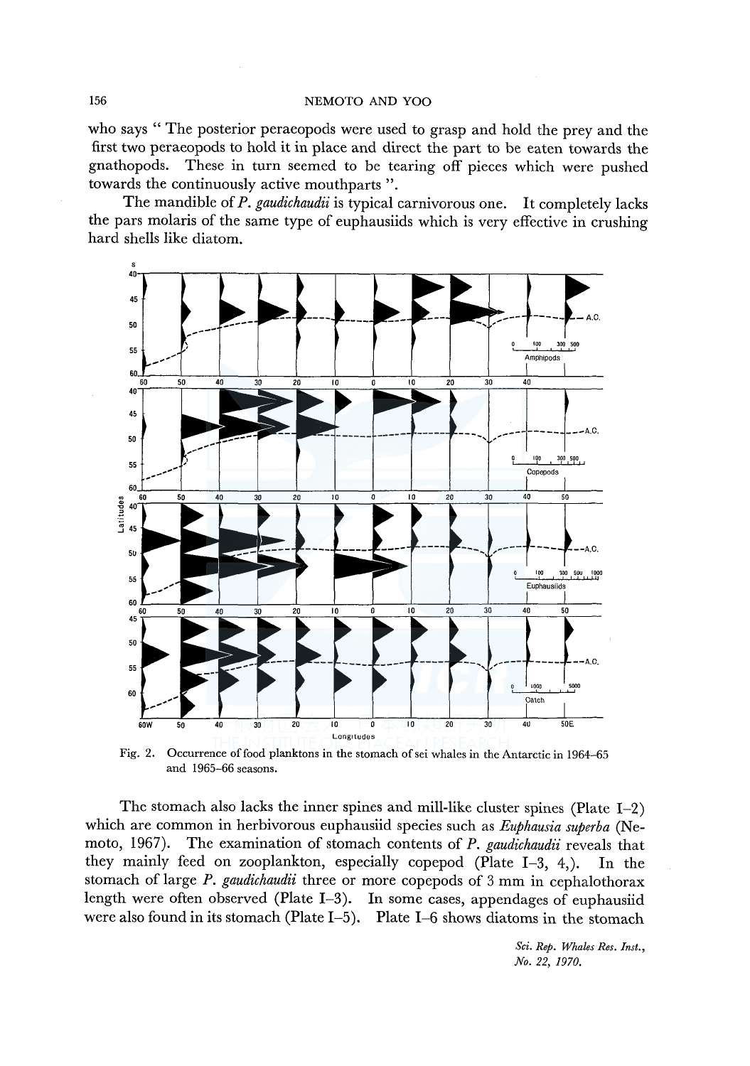who says " The posterior peraeopods were used to grasp and hold the prey and the first two peraeopods to hold it in place and direct the part to be eaten towards the gnathopods. These in turn seemed to be tearing off pieces which were pushed towards the continuously active mouthparts ".

The mandible of *P. gaudichaudii* is typical carnivorous one. It completely lacks the pars molaris of the same type of euphausiids which is very effective in crushing hard shells like diatom.

S
40
45
50
55
60
60 50 40 30 20 10 0 10 20 30 40
A.C.
0 100 300 500
Amphipods

40
45
50
55
60
60 50 40 30 20 10 0 10 20 30 40 50
A.C.
0 100 300 500
Copepods

Latitudes
40
45
50
55
60
60 50 40 30 20 10 0 10 20 30 40 50
A.C.
0 100 300 500 1000
Euphausiids

45
50
55
60
60W 50 40 30 20 10 0 10 20 30 40 50E
A.C.
0 1000 5000
Catch

Longitudes

Fig. 2. Occurrence of food planktons in the stomach of sei whales in the Antarctic in 1964–65 and 1965–66 seasons.

The stomach also lacks the inner spines and mill-like cluster spines (Plate I–2) which are common in herbivorous euphausiid species such as *Euphausia superba* (Nemoto, 1967). The examination of stomach contents of *P. gaudichaudii* reveals that they mainly feed on zooplankton, especially copepod (Plate I–3, 4,). In the stomach of large *P. gaudichaudii* three or more copepods of 3 mm in cephalothorax length were often observed (Plate I–3). In some cases, appendages of euphausiid were also found in its stomach (Plate I–5). Plate I–6 shows diatoms in the stomach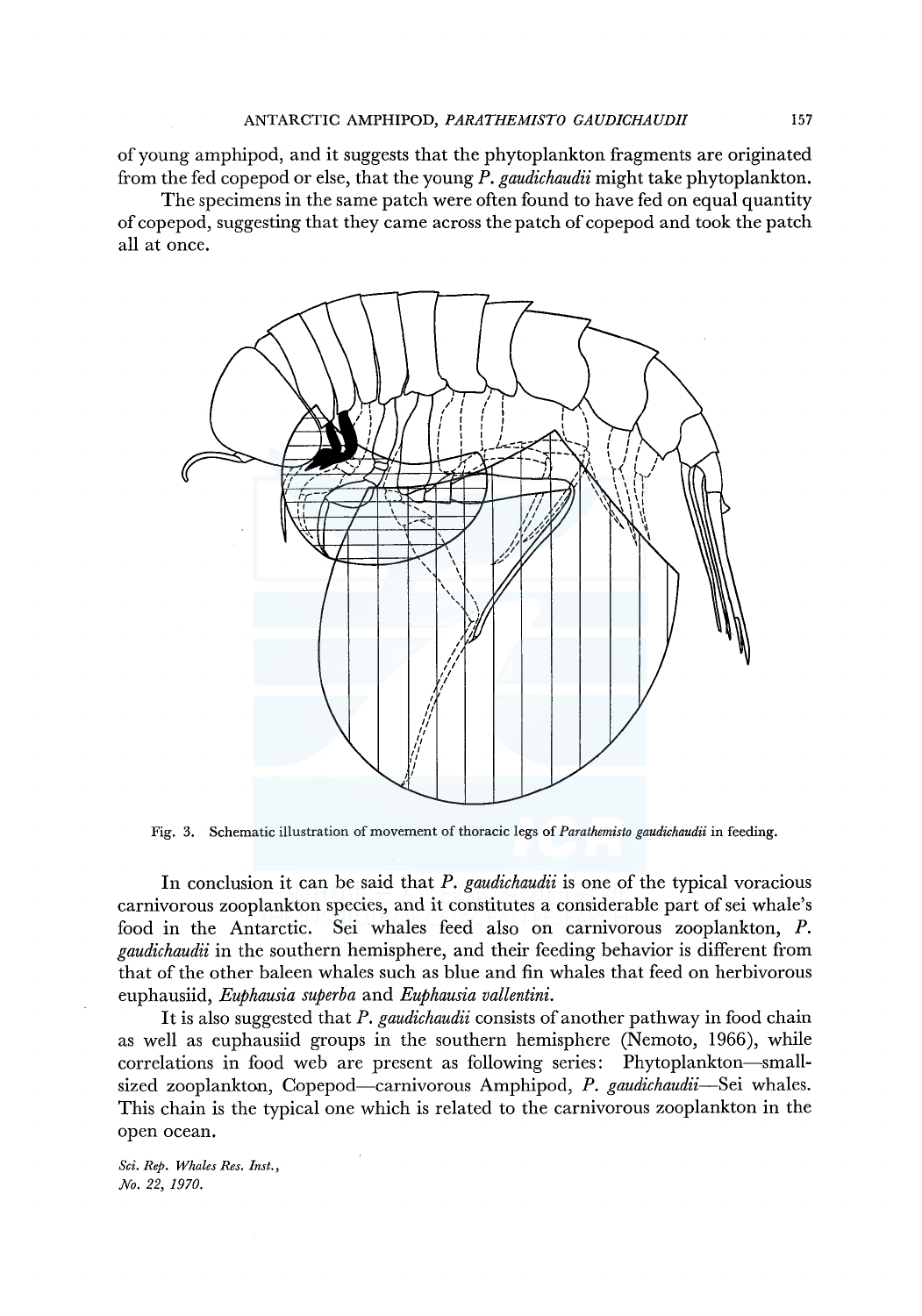of young amphipod, and it suggests that the phytoplankton fragments are originated from the fed copepod or else, that the young *P. gaudichaudii* might take phytoplankton.

The specimens in the same patch were often found to have fed on equal quantity of copepod, suggesting that they came across the patch of copepod and took the patch all at once.

Fig. 3. Schematic illustration of movement of thoracic legs of *Parathemisto gaudichaudii* in feeding.

In conclusion it can be said that *P. gaudichaudii* is one of the typical voracious carnivorous zooplankton species, and it constitutes a considerable part of sei whale's food in the Antarctic. Sei whales feed also on carnivorous zooplankton, *P. gaudichaudii* in the southern hemisphere, and their feeding behavior is different from that of the other baleen whales such as blue and fin whales that feed on herbivorous euphausiid, *Euphausia superba* and *Euphausia vallentini*.

It is also suggested that *P. gaudichaudii* consists of another pathway in food chain as well as euphausiid groups in the southern hemisphere (Nemoto, 1966), while correlations in food web are present as following series: Phytoplankton—small-sized zooplankton, Copepod—carnivorous Amphipod, *P. gaudichaudii*—Sei whales. This chain is the typical one which is related to the carnivorous zooplankton in the open ocean.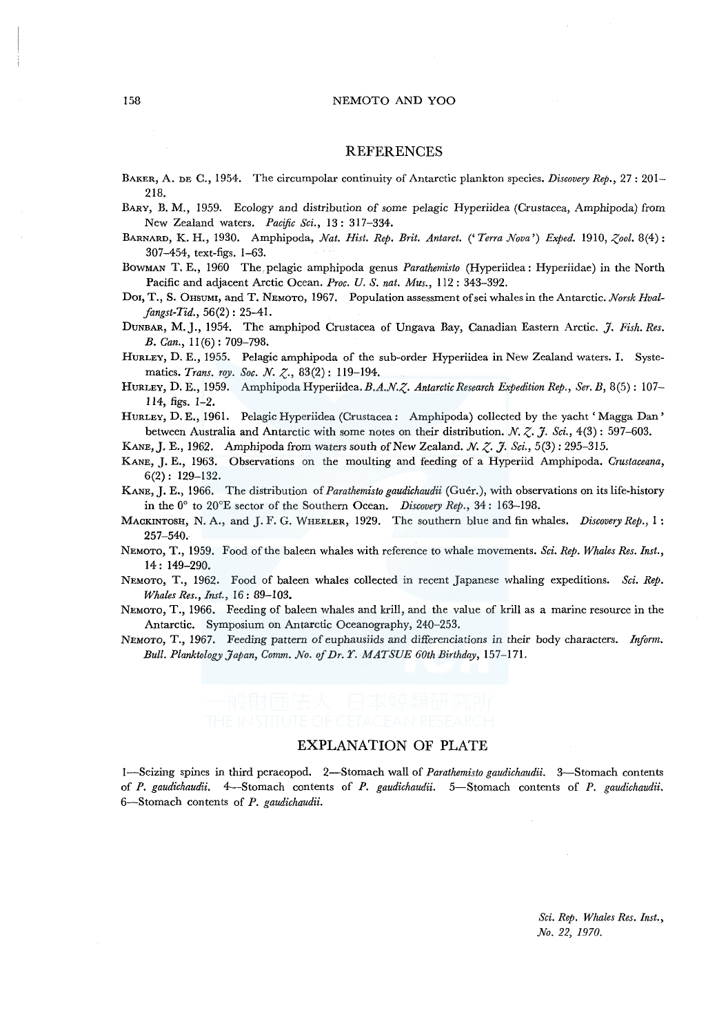## REFERENCES

BAKER, A. DE C., 1954. The circumpolar continuity of Antarctic plankton species. *Discovery Rep.*, 27: 201–218.

BARY, B. M., 1959. Ecology and distribution of some pelagic Hyperiidea (Crustacea, Amphipoda) from New Zealand waters. *Pacific Sci.*, 13: 317–334.

BARNARD, K. H., 1930. Amphipoda, *Nat. Hist. Rep. Brit. Antarct.* ('*Terra Nova*') *Exped.* 1910, *Zool.* 8(4): 307–454, text-figs. 1–63.

BOWMAN T. E., 1960 The pelagic amphipoda genus *Parathemisto* (Hyperiidea: Hyperiidae) in the North Pacific and adjacent Arctic Ocean. *Proc. U. S. nat. Mus.*, 112: 343–392.

DOI, T., S. OHSUMI, and T. NEMOTO, 1967. Population assessment of sei whales in the Antarctic. *Norsk Hvalfangst-Tid.*, 56(2): 25–41.

DUNBAR, M. J., 1954. The amphipod Crustacea of Ungava Bay, Canadian Eastern Arctic. *J. Fish. Res. B. Can.*, 11(6): 709–798.

HURLEY, D. E., 1955. Pelagic amphipoda of the sub-order Hyperiidea in New Zealand waters. I. Systematics. *Trans. roy. Soc. N. Z.*, 83(2): 119–194.

HURLEY, D. E., 1959. Amphipoda Hyperiidea. *B.A.N.Z. Antarctic Research Expedition Rep., Ser. B*, 8(5): 107–114, figs. 1–2.

HURLEY, D. E., 1961. Pelagic Hyperiidea (Crustacea: Amphipoda) collected by the yacht 'Magga Dan' between Australia and Antarctic with some notes on their distribution. *N. Z. J. Sci.*, 4(3): 597–603.

KANE, J. E., 1962. Amphipoda from waters south of New Zealand. *N. Z. J. Sci.*, 5(3): 295–315.

KANE, J. E., 1963. Observations on the moulting and feeding of a Hyperiid Amphipoda. *Crustaceana*, 6(2): 129–132.

KANE, J. E., 1966. The distribution of *Parathemisto gaudichaudii* (Guér.), with observations on its life-history in the 0° to 20°E sector of the Southern Ocean. *Discovery Rep.*, 34: 163–198.

MACKINTOSH, N. A., and J. F. G. WHEELER, 1929. The southern blue and fin whales. *Discovery Rep.*, 1: 257–540.

NEMOTO, T., 1959. Food of the baleen whales with reference to whale movements. *Sci. Rep. Whales Res. Inst.*, 14: 149–290.

NEMOTO, T., 1962. Food of baleen whales collected in recent Japanese whaling expeditions. *Sci. Rep. Whales Res., Inst.*, 16: 89–103.

NEMOTO, T., 1966. Feeding of baleen whales and krill, and the value of krill as a marine resource in the Antarctic. Symposium on Antarctic Oceanography, 240–253.

NEMOTO, T., 1967. Feeding pattern of euphausiids and differenciations in their body characters. *Inform. Bull. Planktology Japan, Comm. No. of Dr. Y. MATSUE 60th Birthday*, 157–171.

## EXPLANATION OF PLATE

1—Seizing spines in third peraeopod. 2—Stomach wall of *Parathemisto gaudichaudii*. 3—Stomach contents of *P. gaudichaudii*. 4—Stomach contents of *P. gaudichaudii*. 5—Stomach contents of *P. gaudichaudii*. 6—Stomach contents of *P. gaudichaudii*.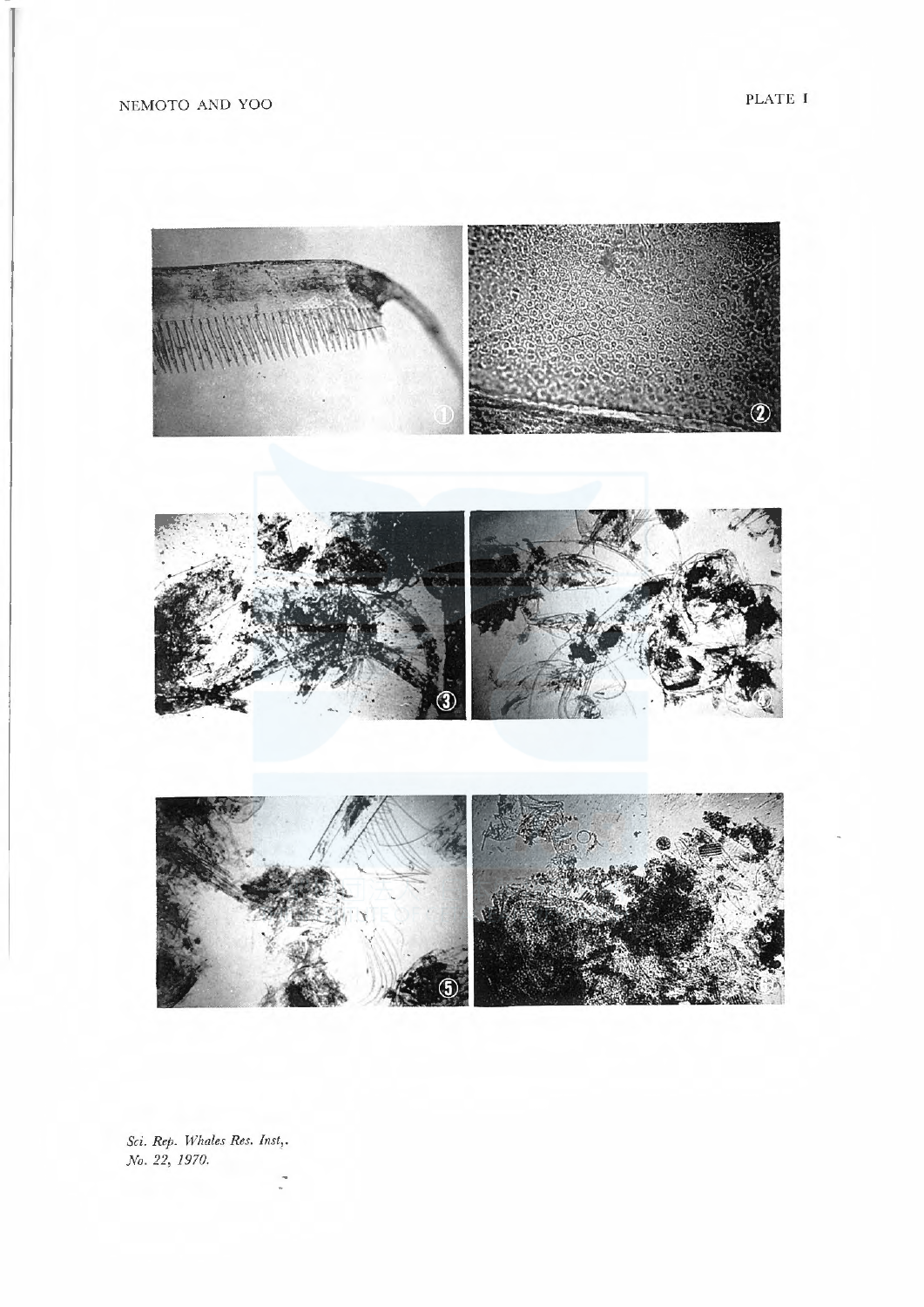PLATE I

Sci. Rep. Whales Res. Inst., No. 22, 1970.